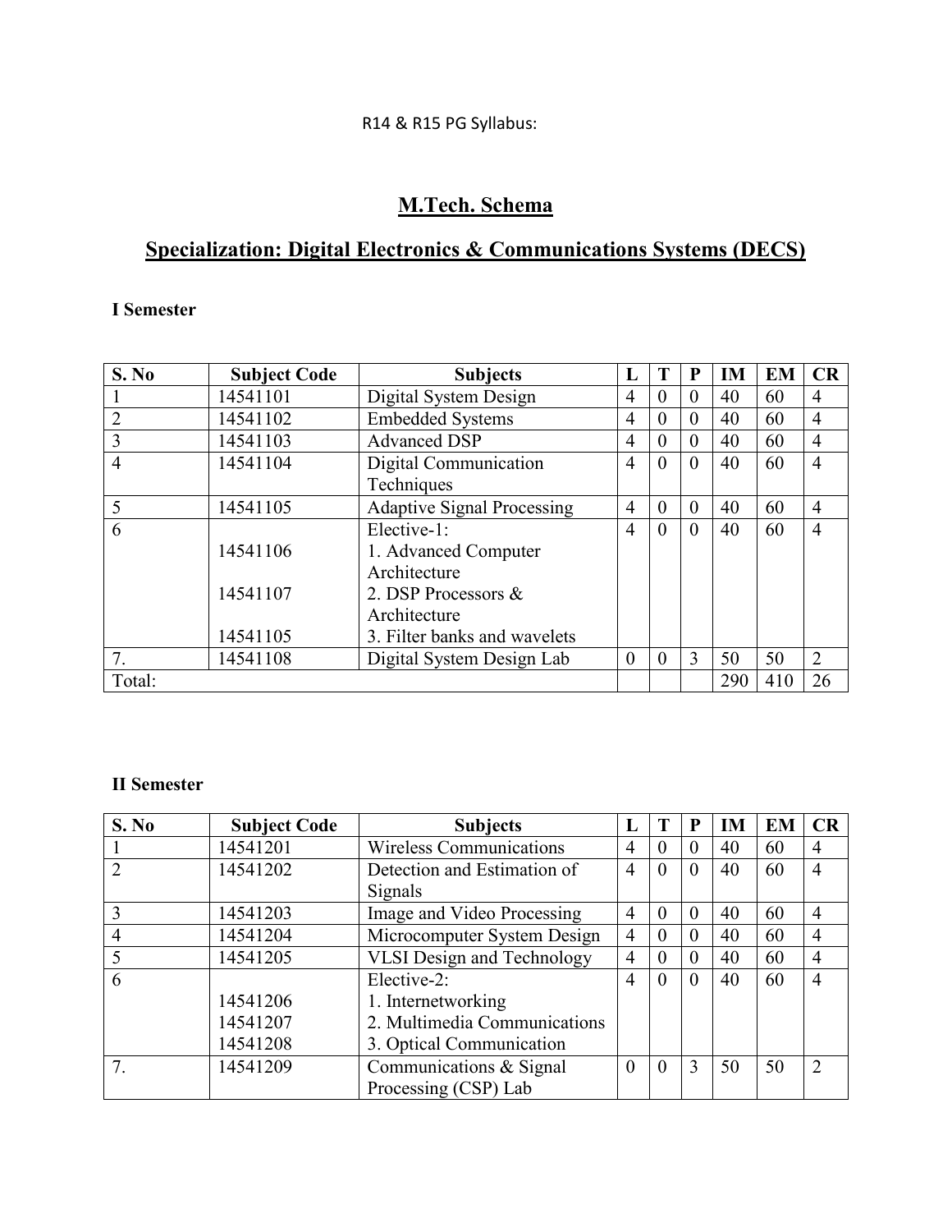R14 & R15 PG Syllabus:

# M.Tech. Schema

## Specialization: Digital Electronics & Communications Systems (DECS)

### I Semester

| S. No | Subject Code | Subjects | L | T | P | IM | EM | CR |
|---|---|---|---|---|---|---|---|---|
| 1 | 14541101 | Digital System Design | 4 | 0 | 0 | 40 | 60 | 4 |
| 2 | 14541102 | Embedded Systems | 4 | 0 | 0 | 40 | 60 | 4 |
| 3 | 14541103 | Advanced DSP | 4 | 0 | 0 | 40 | 60 | 4 |
| 4 | 14541104 | Digital Communication Techniques | 4 | 0 | 0 | 40 | 60 | 4 |
| 5 | 14541105 | Adaptive Signal Processing | 4 | 0 | 0 | 40 | 60 | 4 |
| 6 | <br>14541106<br><br>14541107<br><br>14541105 | Elective-1:<br>1. Advanced Computer Architecture<br>2. DSP Processors & Architecture<br>3. Filter banks and wavelets | 4 | 0 | 0 | 40 | 60 | 4 |
| 7. | 14541108 | Digital System Design Lab | 0 | 0 | 3 | 50 | 50 | 2 |
| Total: | | | | | | 290 | 410 | 26 |

### II Semester

| S. No | Subject Code | Subjects | L | T | P | IM | EM | CR |
|---|---|---|---|---|---|---|---|---|
| 1 | 14541201 | Wireless Communications | 4 | 0 | 0 | 40 | 60 | 4 |
| 2 | 14541202 | Detection and Estimation of Signals | 4 | 0 | 0 | 40 | 60 | 4 |
| 3 | 14541203 | Image and Video Processing | 4 | 0 | 0 | 40 | 60 | 4 |
| 4 | 14541204 | Microcomputer System Design | 4 | 0 | 0 | 40 | 60 | 4 |
| 5 | 14541205 | VLSI Design and Technology | 4 | 0 | 0 | 40 | 60 | 4 |
| 6 | <br>14541206<br>14541207<br>14541208 | Elective-2:<br>1. Internetworking<br>2. Multimedia Communications<br>3. Optical Communication | 4 | 0 | 0 | 40 | 60 | 4 |
| 7. | 14541209 | Communications & Signal Processing (CSP) Lab | 0 | 0 | 3 | 50 | 50 | 2 |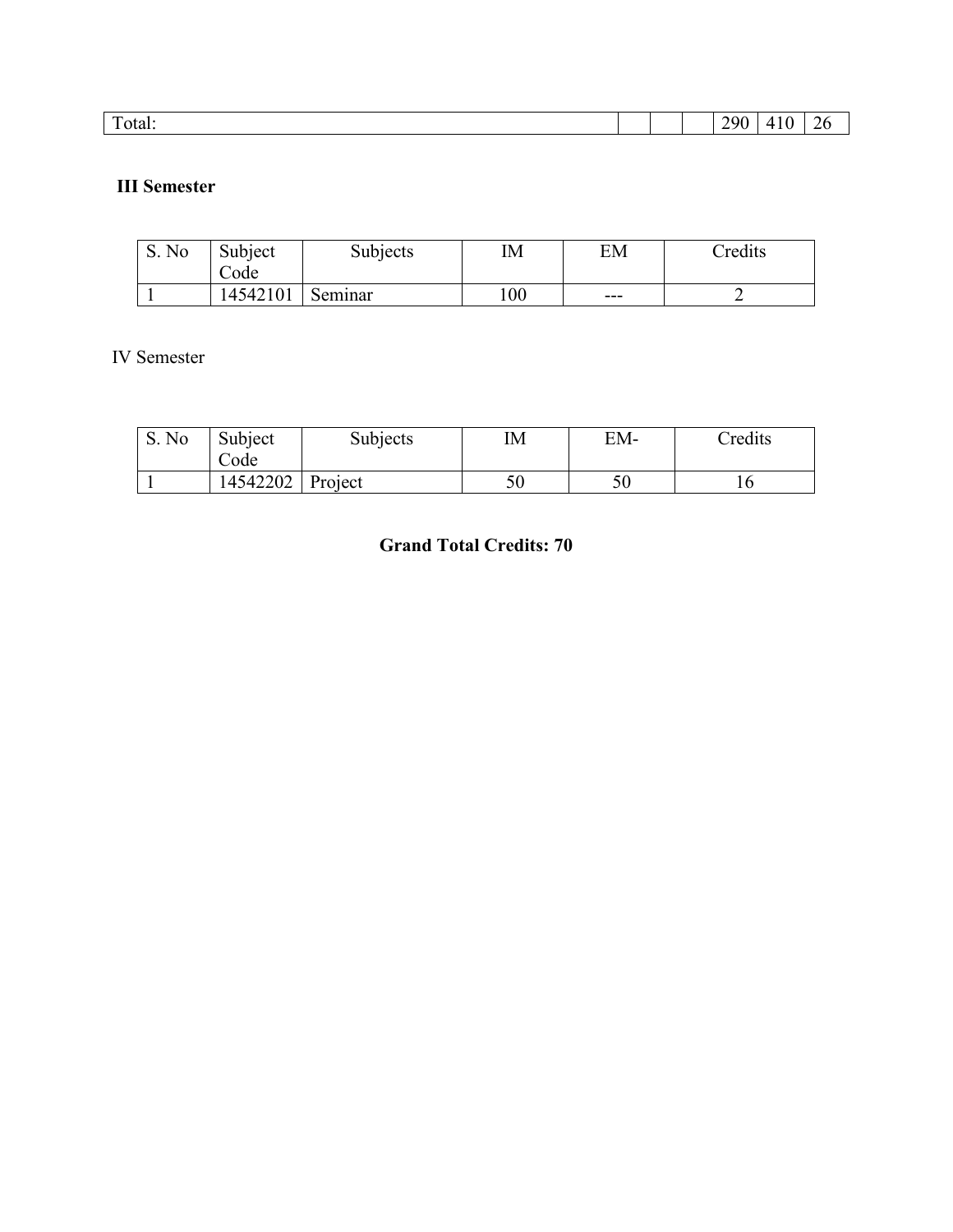| Total: | | | | 290 | 410 | 26 |
|---|---|---|---|---|---|---|

**III Semester**

| S. No | Subject Code | Subjects | IM | EM | Credits |
|---|---|---|---|---|---|
| 1 | 14542101 | Seminar | 100 | --- | 2 |

IV Semester

| S. No | Subject Code | Subjects | IM | EM- | Credits |
|---|---|---|---|---|---|
| 1 | 14542202 | Project | 50 | 50 | 16 |

**Grand Total Credits: 70**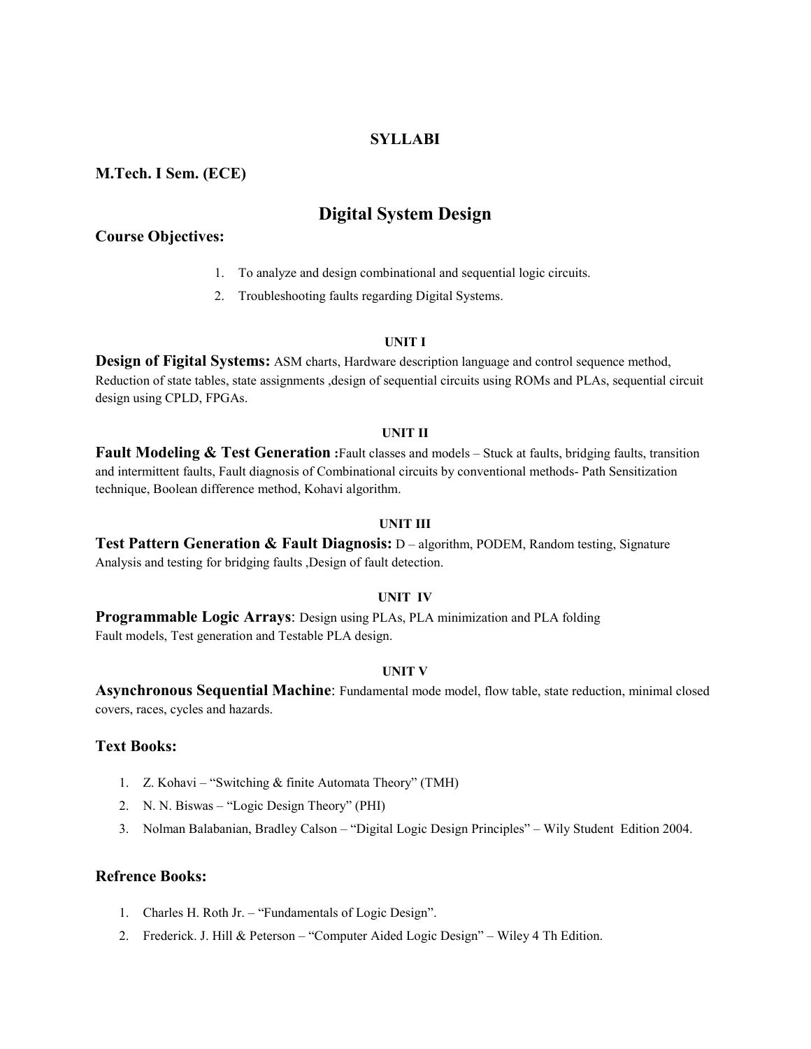**SYLLABI**

**M.Tech. I Sem. (ECE)**

# Digital System Design

## Course Objectives:

1. To analyze and design combinational and sequential logic circuits.
2. Troubleshooting faults regarding Digital Systems.

**UNIT I**

**Design of Figital Systems:** ASM charts, Hardware description language and control sequence method, Reduction of state tables, state assignments ,design of sequential circuits using ROMs and PLAs, sequential circuit design using CPLD, FPGAs.

**UNIT II**

**Fault Modeling & Test Generation :**Fault classes and models – Stuck at faults, bridging faults, transition and intermittent faults, Fault diagnosis of Combinational circuits by conventional methods- Path Sensitization technique, Boolean difference method, Kohavi algorithm.

**UNIT III**

**Test Pattern Generation & Fault Diagnosis:** D – algorithm, PODEM, Random testing, Signature Analysis and testing for bridging faults ,Design of fault detection.

**UNIT IV**

**Programmable Logic Arrays**: Design using PLAs, PLA minimization and PLA folding Fault models, Test generation and Testable PLA design.

**UNIT V**

**Asynchronous Sequential Machine**: Fundamental mode model, flow table, state reduction, minimal closed covers, races, cycles and hazards.

## Text Books:

1. Z. Kohavi – "Switching & finite Automata Theory" (TMH)
2. N. N. Biswas – "Logic Design Theory" (PHI)
3. Nolman Balabanian, Bradley Calson – "Digital Logic Design Principles" – Wily Student Edition 2004.

## Refrence Books:

1. Charles H. Roth Jr. – "Fundamentals of Logic Design".
2. Frederick. J. Hill & Peterson – "Computer Aided Logic Design" – Wiley 4 Th Edition.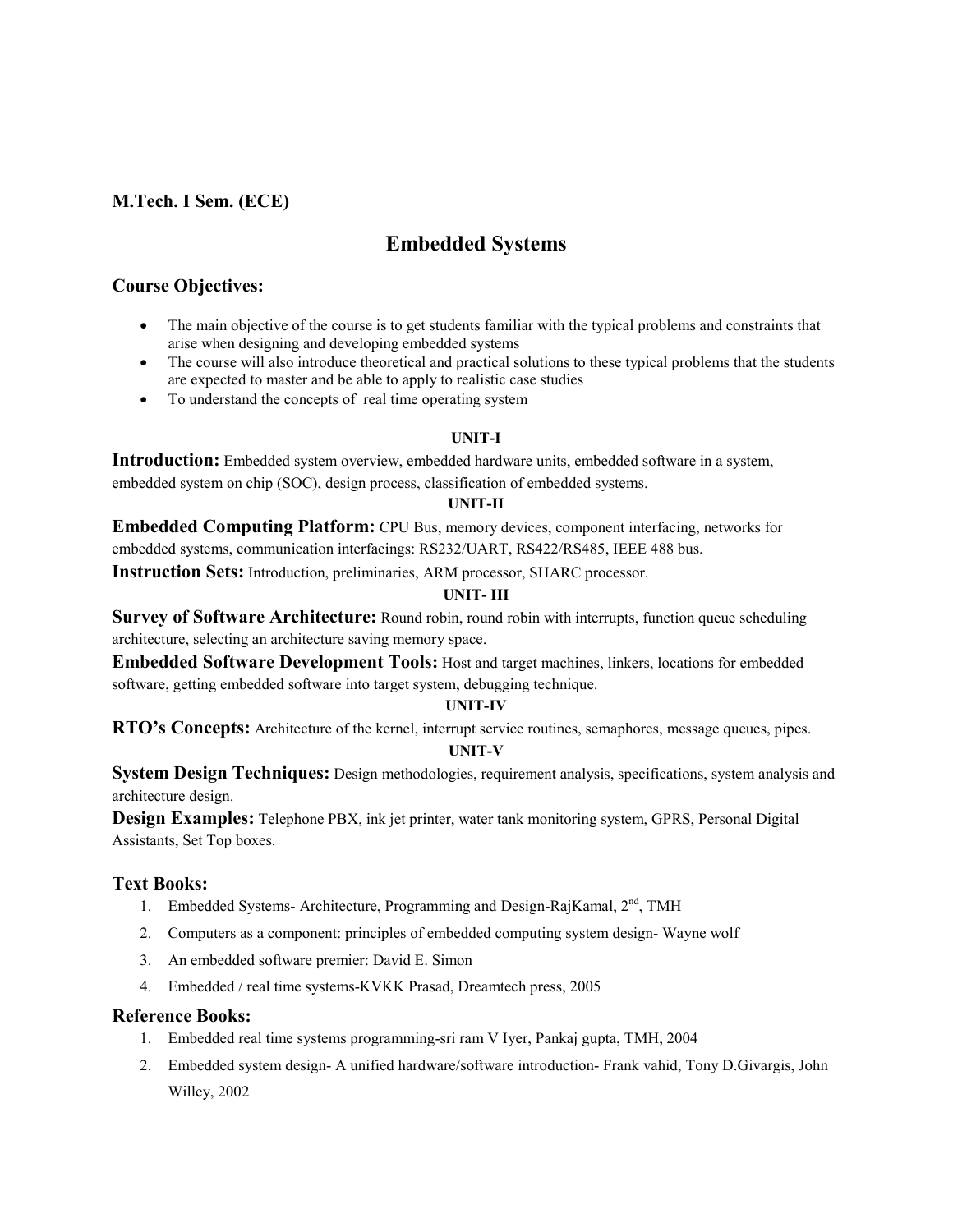**M.Tech. I Sem. (ECE)**

# Embedded Systems

## Course Objectives:

- The main objective of the course is to get students familiar with the typical problems and constraints that arise when designing and developing embedded systems
- The course will also introduce theoretical and practical solutions to these typical problems that the students are expected to master and be able to apply to realistic case studies
- To understand the concepts of real time operating system

### UNIT-I

**Introduction:** Embedded system overview, embedded hardware units, embedded software in a system, embedded system on chip (SOC), design process, classification of embedded systems.

### UNIT-II

**Embedded Computing Platform:** CPU Bus, memory devices, component interfacing, networks for embedded systems, communication interfacings: RS232/UART, RS422/RS485, IEEE 488 bus.

**Instruction Sets:** Introduction, preliminaries, ARM processor, SHARC processor.

### UNIT- III

**Survey of Software Architecture:** Round robin, round robin with interrupts, function queue scheduling architecture, selecting an architecture saving memory space.

**Embedded Software Development Tools:** Host and target machines, linkers, locations for embedded software, getting embedded software into target system, debugging technique.

### UNIT-IV

**RTO's Concepts:** Architecture of the kernel, interrupt service routines, semaphores, message queues, pipes.

### UNIT-V

**System Design Techniques:** Design methodologies, requirement analysis, specifications, system analysis and architecture design.

**Design Examples:** Telephone PBX, ink jet printer, water tank monitoring system, GPRS, Personal Digital Assistants, Set Top boxes.

## Text Books:

1. Embedded Systems- Architecture, Programming and Design-RajKamal, 2nd, TMH
2. Computers as a component: principles of embedded computing system design- Wayne wolf
3. An embedded software premier: David E. Simon
4. Embedded / real time systems-KVKK Prasad, Dreamtech press, 2005

## Reference Books:

1. Embedded real time systems programming-sri ram V Iyer, Pankaj gupta, TMH, 2004
2. Embedded system design- A unified hardware/software introduction- Frank vahid, Tony D.Givargis, John Willey, 2002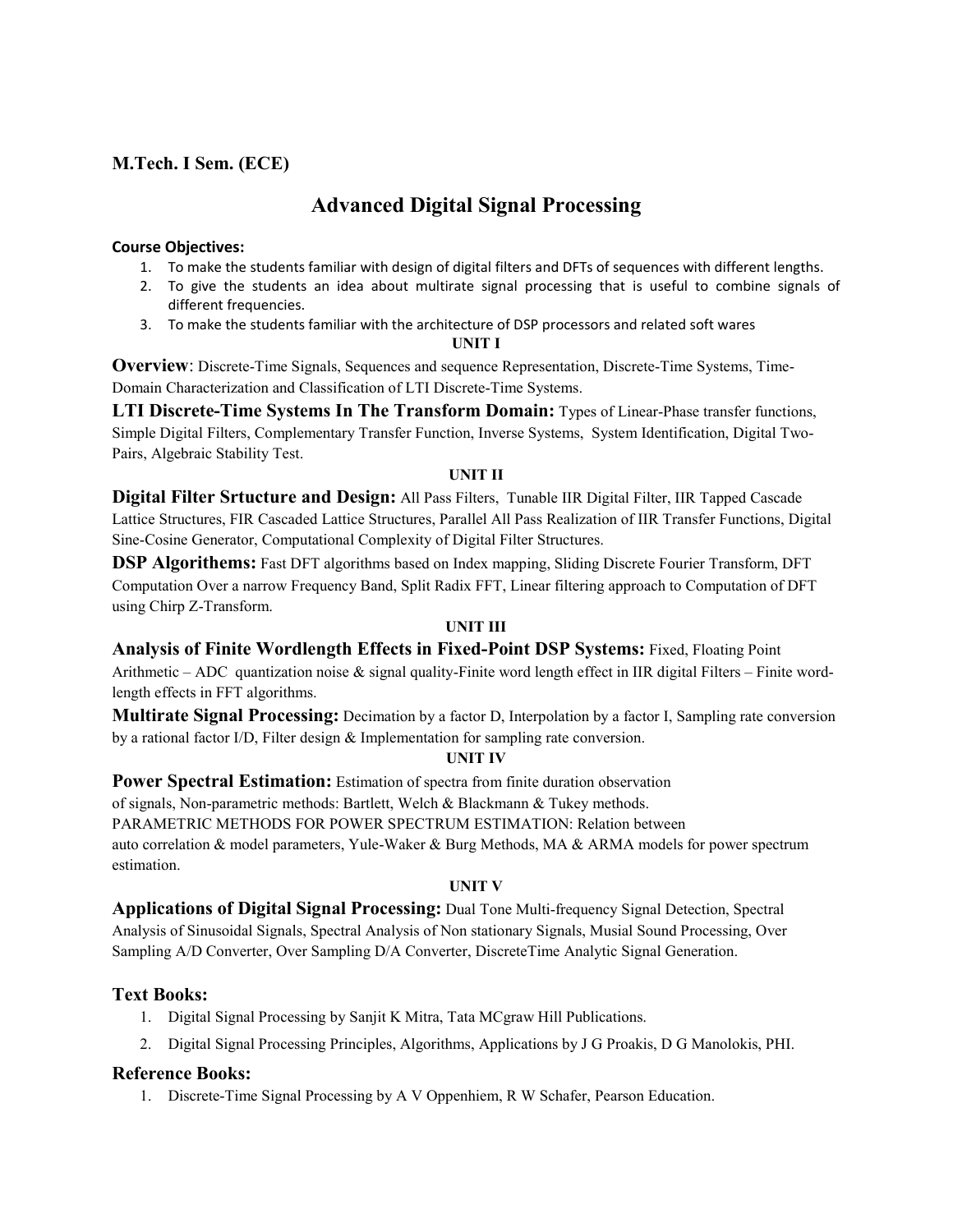**M.Tech. I Sem. (ECE)**

# Advanced Digital Signal Processing

**Course Objectives:**

1. To make the students familiar with design of digital filters and DFTs of sequences with different lengths.
2. To give the students an idea about multirate signal processing that is useful to combine signals of different frequencies.
3. To make the students familiar with the architecture of DSP processors and related soft wares

## UNIT I

**Overview**: Discrete-Time Signals, Sequences and sequence Representation, Discrete-Time Systems, Time-Domain Characterization and Classification of LTI Discrete-Time Systems.

**LTI Discrete-Time Systems In The Transform Domain:** Types of Linear-Phase transfer functions, Simple Digital Filters, Complementary Transfer Function, Inverse Systems, System Identification, Digital Two-Pairs, Algebraic Stability Test.

## UNIT II

**Digital Filter Srtucture and Design:** All Pass Filters, Tunable IIR Digital Filter, IIR Tapped Cascade Lattice Structures, FIR Cascaded Lattice Structures, Parallel All Pass Realization of IIR Transfer Functions, Digital Sine-Cosine Generator, Computational Complexity of Digital Filter Structures.

**DSP Algorithems:** Fast DFT algorithms based on Index mapping, Sliding Discrete Fourier Transform, DFT Computation Over a narrow Frequency Band, Split Radix FFT, Linear filtering approach to Computation of DFT using Chirp Z-Transform.

## UNIT III

**Analysis of Finite Wordlength Effects in Fixed-Point DSP Systems:** Fixed, Floating Point Arithmetic – ADC quantization noise & signal quality-Finite word length effect in IIR digital Filters – Finite word-length effects in FFT algorithms.

**Multirate Signal Processing:** Decimation by a factor D, Interpolation by a factor I, Sampling rate conversion by a rational factor I/D, Filter design & Implementation for sampling rate conversion.

## UNIT IV

**Power Spectral Estimation:** Estimation of spectra from finite duration observation of signals, Non-parametric methods: Bartlett, Welch & Blackmann & Tukey methods.

PARAMETRIC METHODS FOR POWER SPECTRUM ESTIMATION: Relation between auto correlation & model parameters, Yule-Waker & Burg Methods, MA & ARMA models for power spectrum estimation.

## UNIT V

**Applications of Digital Signal Processing:** Dual Tone Multi-frequency Signal Detection, Spectral Analysis of Sinusoidal Signals, Spectral Analysis of Non stationary Signals, Musial Sound Processing, Over Sampling A/D Converter, Over Sampling D/A Converter, DiscreteTime Analytic Signal Generation.

### Text Books:

1. Digital Signal Processing by Sanjit K Mitra, Tata MCgraw Hill Publications.
2. Digital Signal Processing Principles, Algorithms, Applications by J G Proakis, D G Manolokis, PHI.

### Reference Books:

1. Discrete-Time Signal Processing by A V Oppenhiem, R W Schafer, Pearson Education.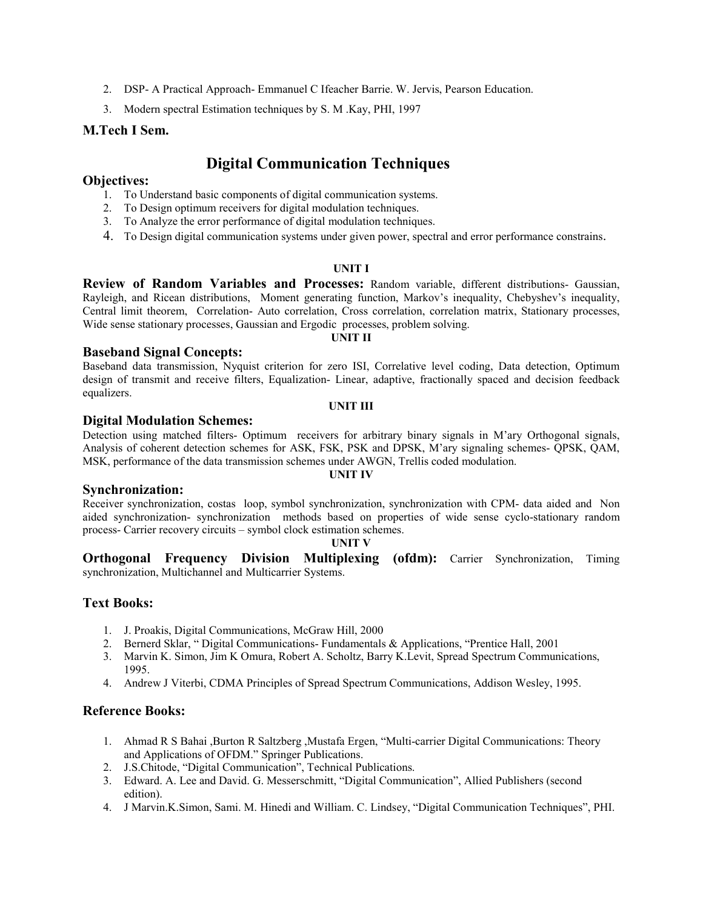2. DSP- A Practical Approach- Emmanuel C Ifeacher Barrie. W. Jervis, Pearson Education.
3. Modern spectral Estimation techniques by S. M .Kay, PHI, 1997

**M.Tech I Sem.**

# Digital Communication Techniques

## Objectives:

1. To Understand basic components of digital communication systems.
2. To Design optimum receivers for digital modulation techniques.
3. To Analyze the error performance of digital modulation techniques.
4. To Design digital communication systems under given power, spectral and error performance constrains.

**UNIT I**

**Review of Random Variables and Processes:** Random variable, different distributions- Gaussian, Rayleigh, and Ricean distributions, Moment generating function, Markov's inequality, Chebyshev's inequality, Central limit theorem, Correlation- Auto correlation, Cross correlation, correlation matrix, Stationary processes, Wide sense stationary processes, Gaussian and Ergodic processes, problem solving.

**UNIT II**

### Baseband Signal Concepts:

Baseband data transmission, Nyquist criterion for zero ISI, Correlative level coding, Data detection, Optimum design of transmit and receive filters, Equalization- Linear, adaptive, fractionally spaced and decision feedback equalizers.

**UNIT III**

### Digital Modulation Schemes:

Detection using matched filters- Optimum receivers for arbitrary binary signals in M'ary Orthogonal signals, Analysis of coherent detection schemes for ASK, FSK, PSK and DPSK, M'ary signaling schemes- QPSK, QAM, MSK, performance of the data transmission schemes under AWGN, Trellis coded modulation.

**UNIT IV**

### Synchronization:

Receiver synchronization, costas loop, symbol synchronization, synchronization with CPM- data aided and Non aided synchronization- synchronization methods based on properties of wide sense cyclo-stationary random process- Carrier recovery circuits – symbol clock estimation schemes.

**UNIT V**

**Orthogonal Frequency Division Multiplexing (ofdm):** Carrier Synchronization, Timing synchronization, Multichannel and Multicarrier Systems.

## Text Books:

1. J. Proakis, Digital Communications, McGraw Hill, 2000
2. Bernerd Sklar, " Digital Communications- Fundamentals & Applications, "Prentice Hall, 2001
3. Marvin K. Simon, Jim K Omura, Robert A. Scholtz, Barry K.Levit, Spread Spectrum Communications, 1995.
4. Andrew J Viterbi, CDMA Principles of Spread Spectrum Communications, Addison Wesley, 1995.

## Reference Books:

1. Ahmad R S Bahai ,Burton R Saltzberg ,Mustafa Ergen, "Multi-carrier Digital Communications: Theory and Applications of OFDM." Springer Publications.
2. J.S.Chitode, "Digital Communication", Technical Publications.
3. Edward. A. Lee and David. G. Messerschmitt, "Digital Communication", Allied Publishers (second edition).
4. J Marvin.K.Simon, Sami. M. Hinedi and William. C. Lindsey, "Digital Communication Techniques", PHI.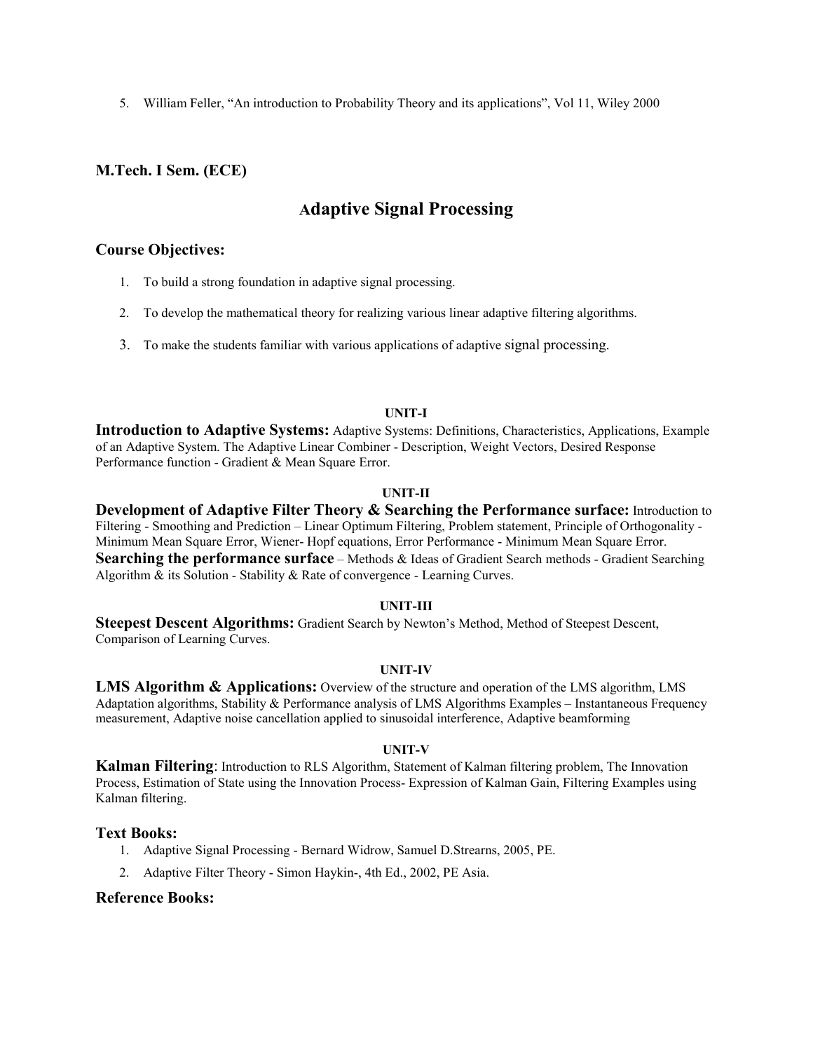5. William Feller, “An introduction to Probability Theory and its applications”, Vol 11, Wiley 2000

**M.Tech. I Sem. (ECE)**

# Adaptive Signal Processing

## Course Objectives:

1. To build a strong foundation in adaptive signal processing.
2. To develop the mathematical theory for realizing various linear adaptive filtering algorithms.
3. To make the students familiar with various applications of adaptive signal processing.

**UNIT-I**

**Introduction to Adaptive Systems:** Adaptive Systems: Definitions, Characteristics, Applications, Example of an Adaptive System. The Adaptive Linear Combiner - Description, Weight Vectors, Desired Response Performance function - Gradient & Mean Square Error.

**UNIT-II**

**Development of Adaptive Filter Theory & Searching the Performance surface:** Introduction to Filtering - Smoothing and Prediction – Linear Optimum Filtering, Problem statement, Principle of Orthogonality - Minimum Mean Square Error, Wiener- Hopf equations, Error Performance - Minimum Mean Square Error. **Searching the performance surface** – Methods & Ideas of Gradient Search methods - Gradient Searching Algorithm & its Solution - Stability & Rate of convergence - Learning Curves.

**UNIT-III**

**Steepest Descent Algorithms:** Gradient Search by Newton’s Method, Method of Steepest Descent, Comparison of Learning Curves.

**UNIT-IV**

**LMS Algorithm & Applications:** Overview of the structure and operation of the LMS algorithm, LMS Adaptation algorithms, Stability & Performance analysis of LMS Algorithms Examples – Instantaneous Frequency measurement, Adaptive noise cancellation applied to sinusoidal interference, Adaptive beamforming

**UNIT-V**

**Kalman Filtering**: Introduction to RLS Algorithm, Statement of Kalman filtering problem, The Innovation Process, Estimation of State using the Innovation Process- Expression of Kalman Gain, Filtering Examples using Kalman filtering.

## Text Books:

1. Adaptive Signal Processing - Bernard Widrow, Samuel D.Strearns, 2005, PE.
2. Adaptive Filter Theory - Simon Haykin-, 4th Ed., 2002, PE Asia.

## Reference Books: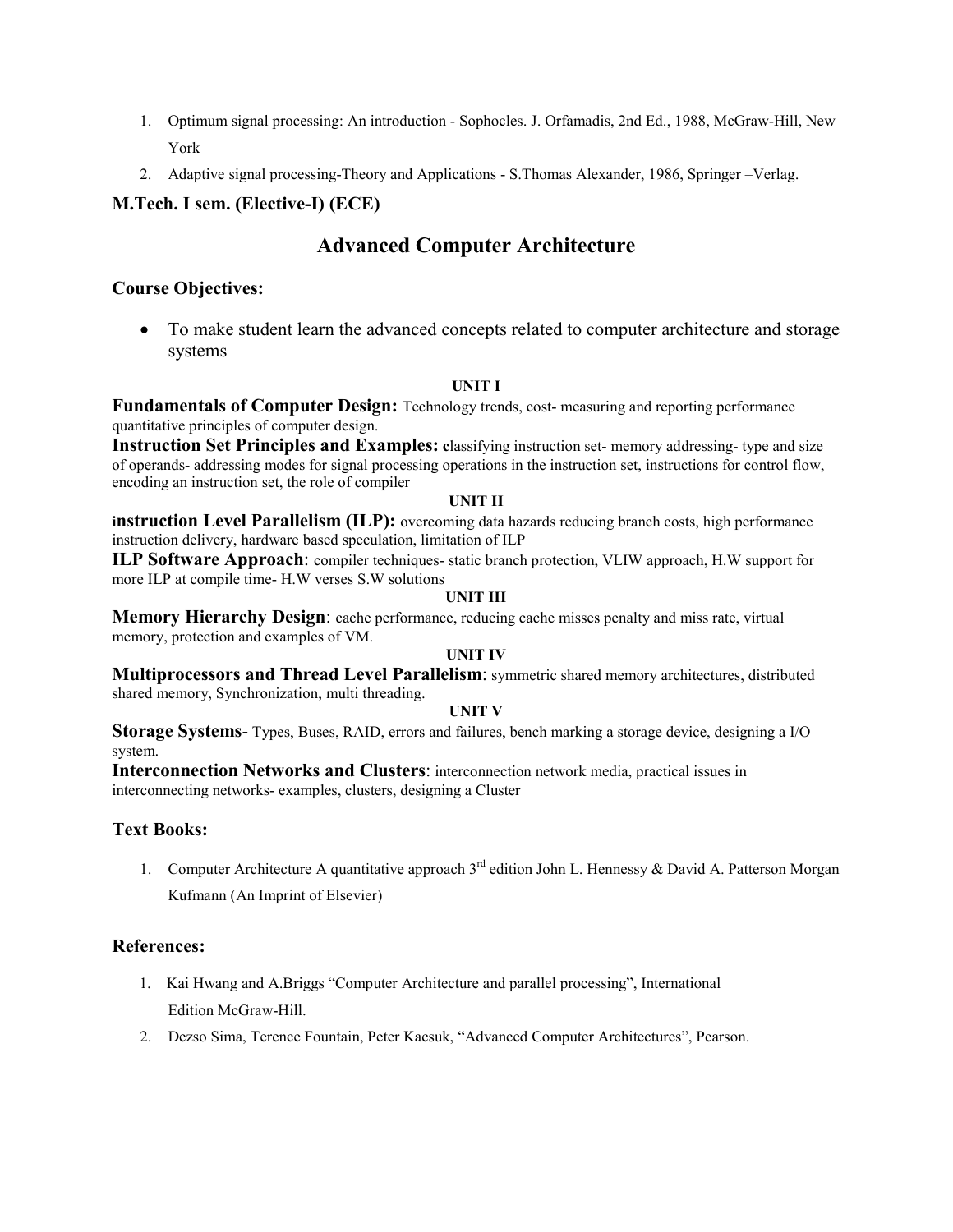1. Optimum signal processing: An introduction - Sophocles. J. Orfamadis, 2nd Ed., 1988, McGraw-Hill, New York
2. Adaptive signal processing-Theory and Applications - S.Thomas Alexander, 1986, Springer –Verlag.

**M.Tech. I sem. (Elective-I) (ECE)**

# Advanced Computer Architecture

## Course Objectives:

- To make student learn the advanced concepts related to computer architecture and storage systems

**UNIT I**

**Fundamentals of Computer Design:** Technology trends, cost- measuring and reporting performance quantitative principles of computer design.

**Instruction Set Principles and Examples: c**lassifying instruction set- memory addressing- type and size of operands- addressing modes for signal processing operations in the instruction set, instructions for control flow, encoding an instruction set, the role of compiler

**UNIT II**

**instruction Level Parallelism (ILP):** overcoming data hazards reducing branch costs, high performance instruction delivery, hardware based speculation, limitation of ILP

**ILP Software Approach**: compiler techniques- static branch protection, VLIW approach, H.W support for more ILP at compile time- H.W verses S.W solutions

**UNIT III**

**Memory Hierarchy Design**: cache performance, reducing cache misses penalty and miss rate, virtual memory, protection and examples of VM.

**UNIT IV**

**Multiprocessors and Thread Level Parallelism**: symmetric shared memory architectures, distributed shared memory, Synchronization, multi threading.

**UNIT V**

**Storage Systems**- Types, Buses, RAID, errors and failures, bench marking a storage device, designing a I/O system.

**Interconnection Networks and Clusters**: interconnection network media, practical issues in interconnecting networks- examples, clusters, designing a Cluster

## Text Books:

1. Computer Architecture A quantitative approach 3rd edition John L. Hennessy & David A. Patterson Morgan Kufmann (An Imprint of Elsevier)

## References:

1. Kai Hwang and A.Briggs “Computer Architecture and parallel processing”, International Edition McGraw-Hill.
2. Dezso Sima, Terence Fountain, Peter Kacsuk, “Advanced Computer Architectures”, Pearson.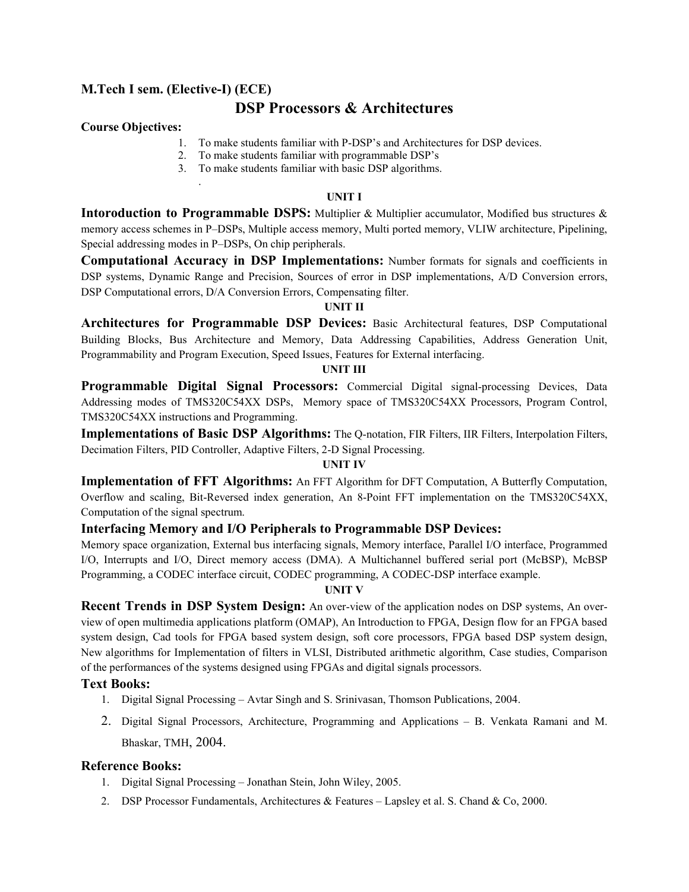**M.Tech I sem. (Elective-I) (ECE)**

# DSP Processors & Architectures

**Course Objectives:**

1. To make students familiar with P-DSP's and Architectures for DSP devices.
2. To make students familiar with programmable DSP's
3. To make students familiar with basic DSP algorithms.

.

**UNIT I**

**Intoroduction to Programmable DSPS:** Multiplier & Multiplier accumulator, Modified bus structures & memory access schemes in P–DSPs, Multiple access memory, Multi ported memory, VLIW architecture, Pipelining, Special addressing modes in P–DSPs, On chip peripherals.

**Computational Accuracy in DSP Implementations:** Number formats for signals and coefficients in DSP systems, Dynamic Range and Precision, Sources of error in DSP implementations, A/D Conversion errors, DSP Computational errors, D/A Conversion Errors, Compensating filter.

**UNIT II**

**Architectures for Programmable DSP Devices:** Basic Architectural features, DSP Computational Building Blocks, Bus Architecture and Memory, Data Addressing Capabilities, Address Generation Unit, Programmability and Program Execution, Speed Issues, Features for External interfacing.

**UNIT III**

**Programmable Digital Signal Processors:** Commercial Digital signal-processing Devices, Data Addressing modes of TMS320C54XX DSPs, Memory space of TMS320C54XX Processors, Program Control, TMS320C54XX instructions and Programming.

**Implementations of Basic DSP Algorithms:** The Q-notation, FIR Filters, IIR Filters, Interpolation Filters, Decimation Filters, PID Controller, Adaptive Filters, 2-D Signal Processing.

**UNIT IV**

**Implementation of FFT Algorithms:** An FFT Algorithm for DFT Computation, A Butterfly Computation, Overflow and scaling, Bit-Reversed index generation, An 8-Point FFT implementation on the TMS320C54XX, Computation of the signal spectrum.

**Interfacing Memory and I/O Peripherals to Programmable DSP Devices:**

Memory space organization, External bus interfacing signals, Memory interface, Parallel I/O interface, Programmed I/O, Interrupts and I/O, Direct memory access (DMA). A Multichannel buffered serial port (McBSP), McBSP Programming, a CODEC interface circuit, CODEC programming, A CODEC-DSP interface example.

**UNIT V**

**Recent Trends in DSP System Design:** An over-view of the application nodes on DSP systems, An over-view of open multimedia applications platform (OMAP), An Introduction to FPGA, Design flow for an FPGA based system design, Cad tools for FPGA based system design, soft core processors, FPGA based DSP system design, New algorithms for Implementation of filters in VLSI, Distributed arithmetic algorithm, Case studies, Comparison of the performances of the systems designed using FPGAs and digital signals processors.

## Text Books:

1. Digital Signal Processing – Avtar Singh and S. Srinivasan, Thomson Publications, 2004.
2. Digital Signal Processors, Architecture, Programming and Applications – B. Venkata Ramani and M. Bhaskar, TMH, 2004.

## Reference Books:

1. Digital Signal Processing – Jonathan Stein, John Wiley, 2005.
2. DSP Processor Fundamentals, Architectures & Features – Lapsley et al. S. Chand & Co, 2000.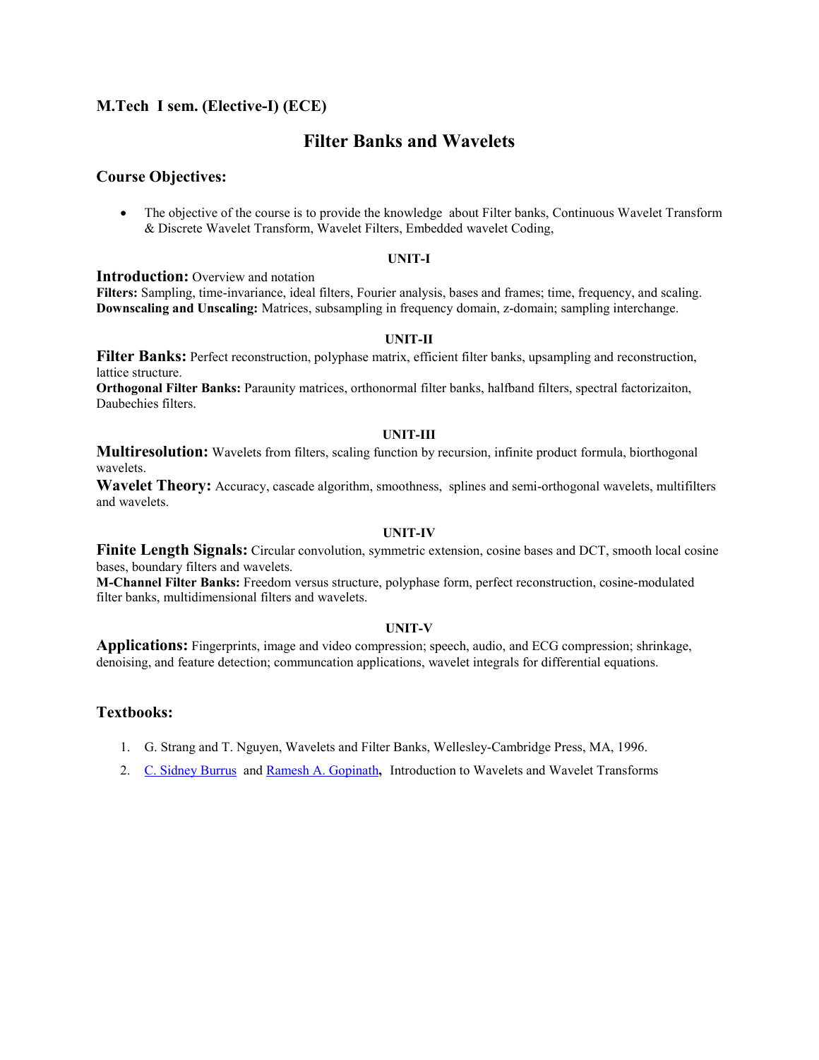**M.Tech I sem. (Elective-I) (ECE)**

# Filter Banks and Wavelets

## Course Objectives:

- The objective of the course is to provide the knowledge about Filter banks, Continuous Wavelet Transform & Discrete Wavelet Transform, Wavelet Filters, Embedded wavelet Coding,

### UNIT-I

**Introduction:** Overview and notation

**Filters:** Sampling, time-invariance, ideal filters, Fourier analysis, bases and frames; time, frequency, and scaling.

**Downscaling and Unscaling:** Matrices, subsampling in frequency domain, z-domain; sampling interchange.

### UNIT-II

**Filter Banks:** Perfect reconstruction, polyphase matrix, efficient filter banks, upsampling and reconstruction, lattice structure.

**Orthogonal Filter Banks:** Paraunity matrices, orthonormal filter banks, halfband filters, spectral factorizaiton, Daubechies filters.

### UNIT-III

**Multiresolution:** Wavelets from filters, scaling function by recursion, infinite product formula, biorthogonal wavelets.

**Wavelet Theory:** Accuracy, cascade algorithm, smoothness, splines and semi-orthogonal wavelets, multifilters and wavelets.

### UNIT-IV

**Finite Length Signals:** Circular convolution, symmetric extension, cosine bases and DCT, smooth local cosine bases, boundary filters and wavelets.

**M-Channel Filter Banks:** Freedom versus structure, polyphase form, perfect reconstruction, cosine-modulated filter banks, multidimensional filters and wavelets.

### UNIT-V

**Applications:** Fingerprints, image and video compression; speech, audio, and ECG compression; shrinkage, denoising, and feature detection; communcation applications, wavelet integrals for differential equations.

## Textbooks:

1. G. Strang and T. Nguyen, Wavelets and Filter Banks, Wellesley-Cambridge Press, MA, 1996.
2. C. Sidney Burrus and Ramesh A. Gopinath, Introduction to Wavelets and Wavelet Transforms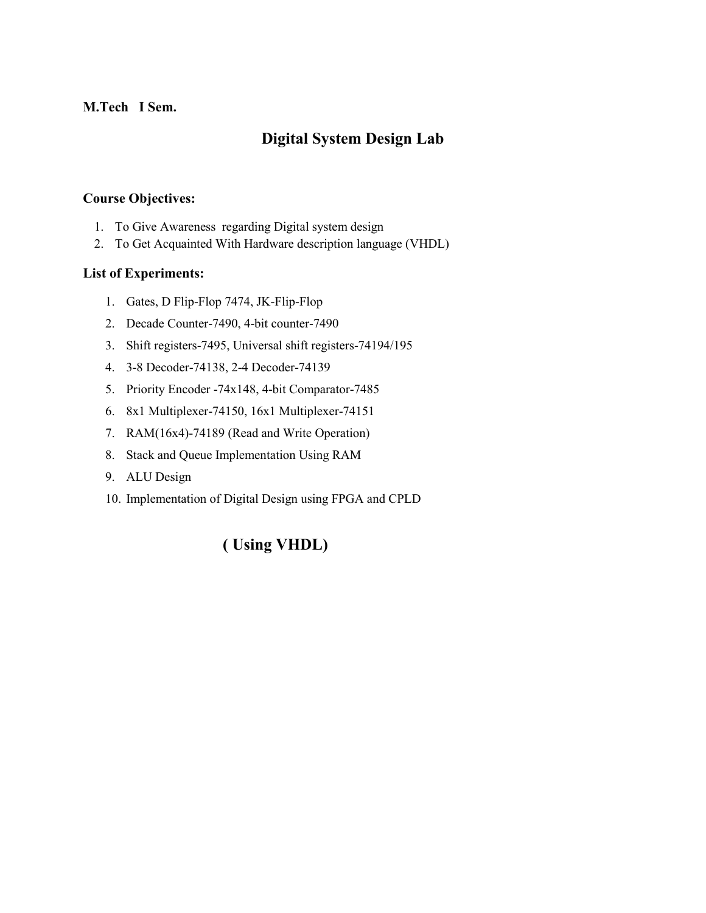**M.Tech I Sem.**

# Digital System Design Lab

**Course Objectives:**

1. To Give Awareness regarding Digital system design
2. To Get Acquainted With Hardware description language (VHDL)

**List of Experiments:**

1. Gates, D Flip-Flop 7474, JK-Flip-Flop
2. Decade Counter-7490, 4-bit counter-7490
3. Shift registers-7495, Universal shift registers-74194/195
4. 3-8 Decoder-74138, 2-4 Decoder-74139
5. Priority Encoder -74x148, 4-bit Comparator-7485
6. 8x1 Multiplexer-74150, 16x1 Multiplexer-74151
7. RAM(16x4)-74189 (Read and Write Operation)
8. Stack and Queue Implementation Using RAM
9. ALU Design
10. Implementation of Digital Design using FPGA and CPLD

**( Using VHDL)**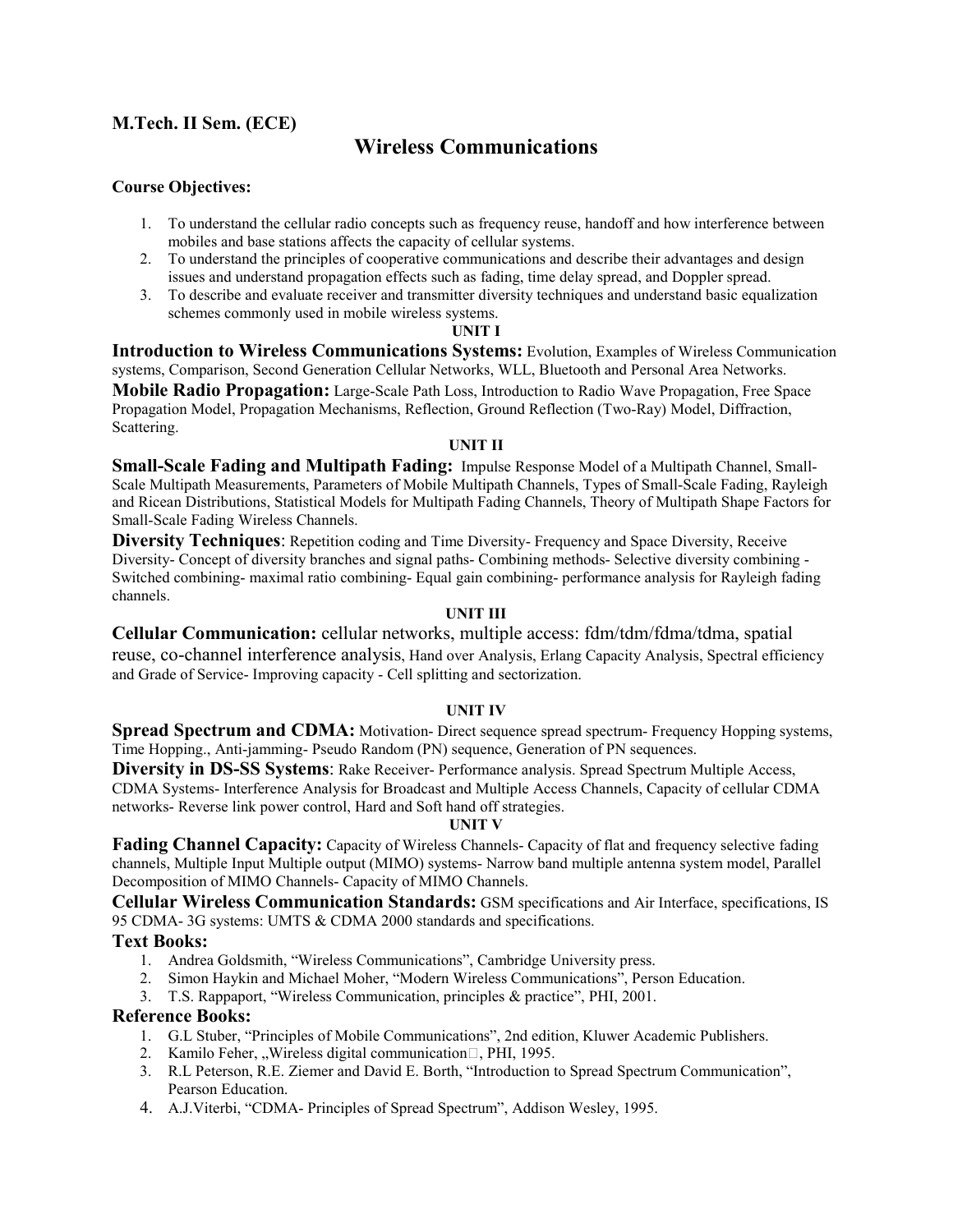**M.Tech. II Sem. (ECE)**

# Wireless Communications

**Course Objectives:**

1. To understand the cellular radio concepts such as frequency reuse, handoff and how interference between mobiles and base stations affects the capacity of cellular systems.
2. To understand the principles of cooperative communications and describe their advantages and design issues and understand propagation effects such as fading, time delay spread, and Doppler spread.
3. To describe and evaluate receiver and transmitter diversity techniques and understand basic equalization schemes commonly used in mobile wireless systems.

**UNIT I**

**Introduction to Wireless Communications Systems:** Evolution, Examples of Wireless Communication systems, Comparison, Second Generation Cellular Networks, WLL, Bluetooth and Personal Area Networks.

**Mobile Radio Propagation:** Large-Scale Path Loss, Introduction to Radio Wave Propagation, Free Space Propagation Model, Propagation Mechanisms, Reflection, Ground Reflection (Two-Ray) Model, Diffraction, Scattering.

**UNIT II**

**Small-Scale Fading and Multipath Fading:** Impulse Response Model of a Multipath Channel, Small-Scale Multipath Measurements, Parameters of Mobile Multipath Channels, Types of Small-Scale Fading, Rayleigh and Ricean Distributions, Statistical Models for Multipath Fading Channels, Theory of Multipath Shape Factors for Small-Scale Fading Wireless Channels.

**Diversity Techniques**: Repetition coding and Time Diversity- Frequency and Space Diversity, Receive Diversity- Concept of diversity branches and signal paths- Combining methods- Selective diversity combining - Switched combining- maximal ratio combining- Equal gain combining- performance analysis for Rayleigh fading channels.

**UNIT III**

**Cellular Communication:** cellular networks, multiple access: fdm/tdm/fdma/tdma, spatial reuse, co-channel interference analysis, Hand over Analysis, Erlang Capacity Analysis, Spectral efficiency and Grade of Service- Improving capacity - Cell splitting and sectorization.

**UNIT IV**

**Spread Spectrum and CDMA:** Motivation- Direct sequence spread spectrum- Frequency Hopping systems, Time Hopping., Anti-jamming- Pseudo Random (PN) sequence, Generation of PN sequences.

**Diversity in DS-SS Systems**: Rake Receiver- Performance analysis. Spread Spectrum Multiple Access, CDMA Systems- Interference Analysis for Broadcast and Multiple Access Channels, Capacity of cellular CDMA networks- Reverse link power control, Hard and Soft hand off strategies.

**UNIT V**

**Fading Channel Capacity:** Capacity of Wireless Channels- Capacity of flat and frequency selective fading channels, Multiple Input Multiple output (MIMO) systems- Narrow band multiple antenna system model, Parallel Decomposition of MIMO Channels- Capacity of MIMO Channels.

**Cellular Wireless Communication Standards:** GSM specifications and Air Interface, specifications, IS 95 CDMA- 3G systems: UMTS & CDMA 2000 standards and specifications.

**Text Books:**

1. Andrea Goldsmith, "Wireless Communications", Cambridge University press.
2. Simon Haykin and Michael Moher, "Modern Wireless Communications", Person Education.
3. T.S. Rappaport, "Wireless Communication, principles & practice", PHI, 2001.

**Reference Books:**

1. G.L Stuber, "Principles of Mobile Communications", 2nd edition, Kluwer Academic Publishers.
2. Kamilo Feher, „Wireless digital communication", PHI, 1995.
3. R.L Peterson, R.E. Ziemer and David E. Borth, "Introduction to Spread Spectrum Communication", Pearson Education.
4. A.J.Viterbi, "CDMA- Principles of Spread Spectrum", Addison Wesley, 1995.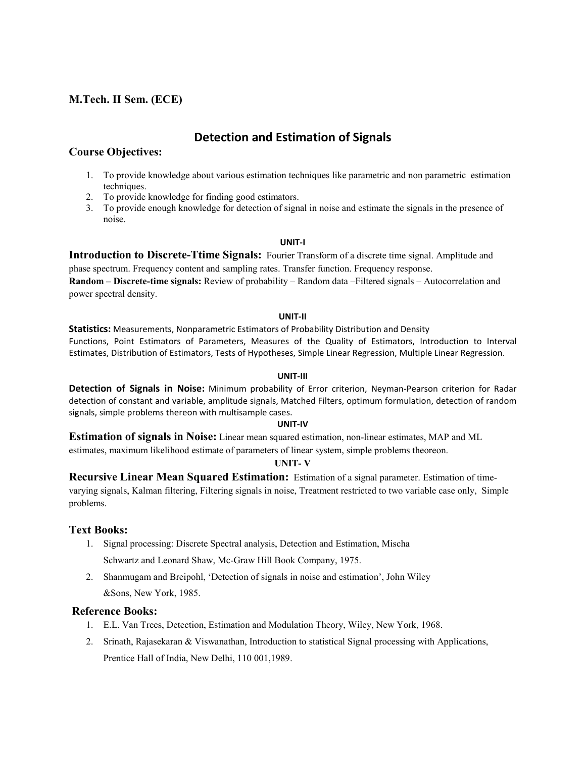**M.Tech. II Sem. (ECE)**

# Detection and Estimation of Signals

## Course Objectives:

1. To provide knowledge about various estimation techniques like parametric and non parametric estimation techniques.
2. To provide knowledge for finding good estimators.
3. To provide enough knowledge for detection of signal in noise and estimate the signals in the presence of noise.

### UNIT-I

**Introduction to Discrete-Ttime Signals:** Fourier Transform of a discrete time signal. Amplitude and phase spectrum. Frequency content and sampling rates. Transfer function. Frequency response.

**Random – Discrete-time signals:** Review of probability – Random data –Filtered signals – Autocorrelation and power spectral density.

### UNIT-II

**Statistics:** Measurements, Nonparametric Estimators of Probability Distribution and Density Functions, Point Estimators of Parameters, Measures of the Quality of Estimators, Introduction to Interval Estimates, Distribution of Estimators, Tests of Hypotheses, Simple Linear Regression, Multiple Linear Regression.

### UNIT-III

**Detection of Signals in Noise:** Minimum probability of Error criterion, Neyman-Pearson criterion for Radar detection of constant and variable, amplitude signals, Matched Filters, optimum formulation, detection of random signals, simple problems thereon with multisample cases.

### UNIT-IV

**Estimation of signals in Noise:** Linear mean squared estimation, non-linear estimates, MAP and ML estimates, maximum likelihood estimate of parameters of linear system, simple problems theoreon.

### UNIT- V

**Recursive Linear Mean Squared Estimation:** Estimation of a signal parameter. Estimation of time-varying signals, Kalman filtering, Filtering signals in noise, Treatment restricted to two variable case only, Simple problems.

## Text Books:

1. Signal processing: Discrete Spectral analysis, Detection and Estimation, Mischa Schwartz and Leonard Shaw, Mc-Graw Hill Book Company, 1975.
2. Shanmugam and Breipohl, 'Detection of signals in noise and estimation', John Wiley &Sons, New York, 1985.

## Reference Books:

1. E.L. Van Trees, Detection, Estimation and Modulation Theory, Wiley, New York, 1968.
2. Srinath, Rajasekaran & Viswanathan, Introduction to statistical Signal processing with Applications, Prentice Hall of India, New Delhi, 110 001,1989.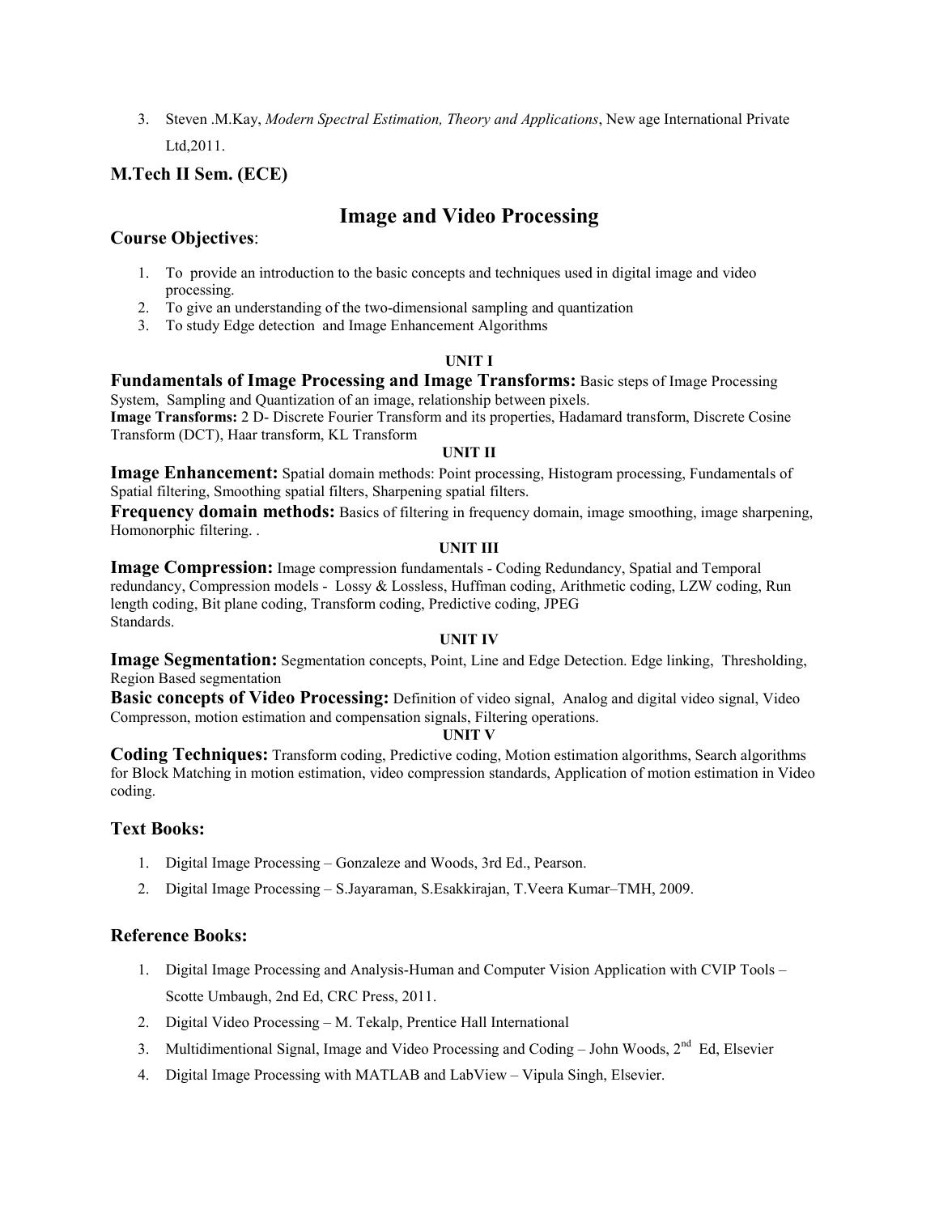3. Steven .M.Kay, *Modern Spectral Estimation, Theory and Applications*, New age International Private Ltd,2011.

### M.Tech II Sem. (ECE)

## Image and Video Processing

### Course Objectives:

1. To provide an introduction to the basic concepts and techniques used in digital image and video processing.
2. To give an understanding of the two-dimensional sampling and quantization
3. To study Edge detection and Image Enhancement Algorithms

**UNIT I**

**Fundamentals of Image Processing and Image Transforms:** Basic steps of Image Processing System, Sampling and Quantization of an image, relationship between pixels.
**Image Transforms:** 2 D- Discrete Fourier Transform and its properties, Hadamard transform, Discrete Cosine Transform (DCT), Haar transform, KL Transform

**UNIT II**

**Image Enhancement:** Spatial domain methods: Point processing, Histogram processing, Fundamentals of Spatial filtering, Smoothing spatial filters, Sharpening spatial filters.
**Frequency domain methods:** Basics of filtering in frequency domain, image smoothing, image sharpening, Homonorphic filtering. .

**UNIT III**

**Image Compression:** Image compression fundamentals - Coding Redundancy, Spatial and Temporal redundancy, Compression models - Lossy & Lossless, Huffman coding, Arithmetic coding, LZW coding, Run length coding, Bit plane coding, Transform coding, Predictive coding, JPEG Standards.

**UNIT IV**

**Image Segmentation:** Segmentation concepts, Point, Line and Edge Detection. Edge linking, Thresholding, Region Based segmentation
**Basic concepts of Video Processing:** Definition of video signal, Analog and digital video signal, Video Compresson, motion estimation and compensation signals, Filtering operations.

**UNIT V**

**Coding Techniques:** Transform coding, Predictive coding, Motion estimation algorithms, Search algorithms for Block Matching in motion estimation, video compression standards, Application of motion estimation in Video coding.

### Text Books:

1. Digital Image Processing – Gonzaleze and Woods, 3rd Ed., Pearson.
2. Digital Image Processing – S.Jayaraman, S.Esakkirajan, T.Veera Kumar–TMH, 2009.

### Reference Books:

1. Digital Image Processing and Analysis-Human and Computer Vision Application with CVIP Tools – Scotte Umbaugh, 2nd Ed, CRC Press, 2011.
2. Digital Video Processing – M. Tekalp, Prentice Hall International
3. Multidimentional Signal, Image and Video Processing and Coding – John Woods, 2nd Ed, Elsevier
4. Digital Image Processing with MATLAB and LabView – Vipula Singh, Elsevier.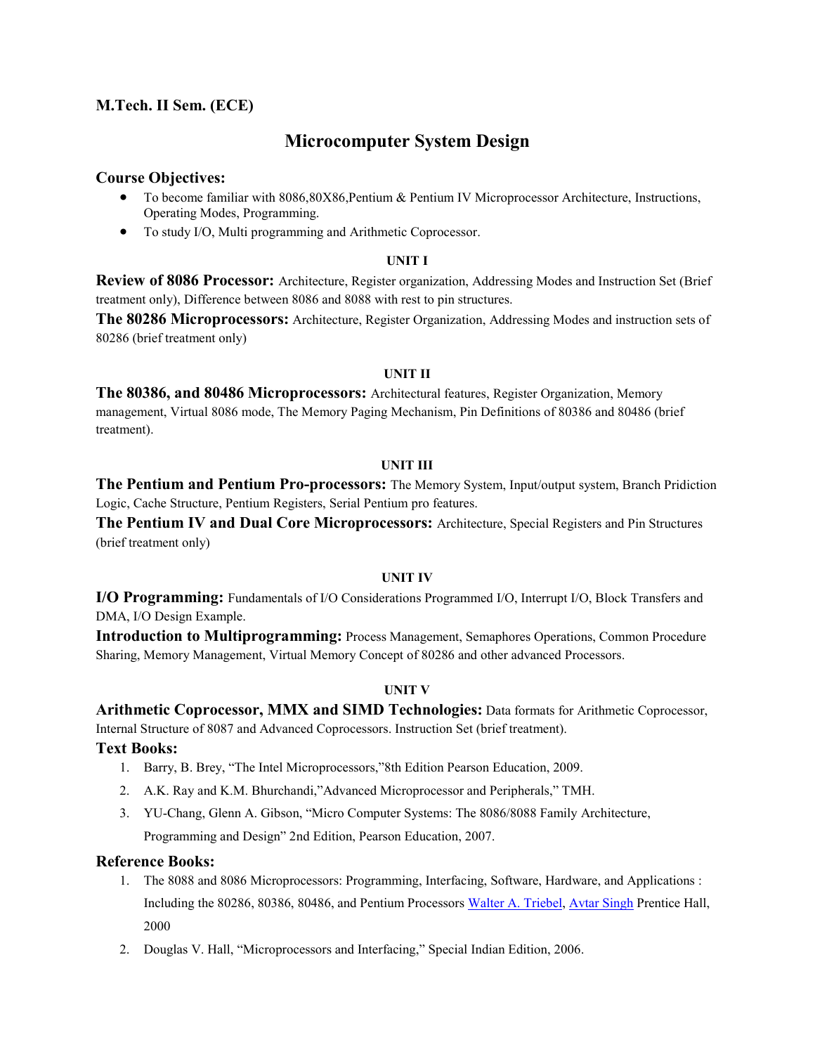**M.Tech. II Sem. (ECE)**

# Microcomputer System Design

## Course Objectives:

- To become familiar with 8086,80X86,Pentium & Pentium IV Microprocessor Architecture, Instructions, Operating Modes, Programming.
- To study I/O, Multi programming and Arithmetic Coprocessor.

### UNIT I

**Review of 8086 Processor:** Architecture, Register organization, Addressing Modes and Instruction Set (Brief treatment only), Difference between 8086 and 8088 with rest to pin structures.

**The 80286 Microprocessors:** Architecture, Register Organization, Addressing Modes and instruction sets of 80286 (brief treatment only)

### UNIT II

**The 80386, and 80486 Microprocessors:** Architectural features, Register Organization, Memory management, Virtual 8086 mode, The Memory Paging Mechanism, Pin Definitions of 80386 and 80486 (brief treatment).

### UNIT III

**The Pentium and Pentium Pro-processors:** The Memory System, Input/output system, Branch Pridiction Logic, Cache Structure, Pentium Registers, Serial Pentium pro features.

**The Pentium IV and Dual Core Microprocessors:** Architecture, Special Registers and Pin Structures (brief treatment only)

### UNIT IV

**I/O Programming:** Fundamentals of I/O Considerations Programmed I/O, Interrupt I/O, Block Transfers and DMA, I/O Design Example.

**Introduction to Multiprogramming:** Process Management, Semaphores Operations, Common Procedure Sharing, Memory Management, Virtual Memory Concept of 80286 and other advanced Processors.

### UNIT V

**Arithmetic Coprocessor, MMX and SIMD Technologies:** Data formats for Arithmetic Coprocessor, Internal Structure of 8087 and Advanced Coprocessors. Instruction Set (brief treatment).

## Text Books:

1. Barry, B. Brey, "The Intel Microprocessors,"8th Edition Pearson Education, 2009.
2. A.K. Ray and K.M. Bhurchandi,"Advanced Microprocessor and Peripherals," TMH.
3. YU-Chang, Glenn A. Gibson, "Micro Computer Systems: The 8086/8088 Family Architecture, Programming and Design" 2nd Edition, Pearson Education, 2007.

## Reference Books:

1. The 8088 and 8086 Microprocessors: Programming, Interfacing, Software, Hardware, and Applications : Including the 80286, 80386, 80486, and Pentium Processors Walter A. Triebel, Avtar Singh Prentice Hall, 2000
2. Douglas V. Hall, "Microprocessors and Interfacing," Special Indian Edition, 2006.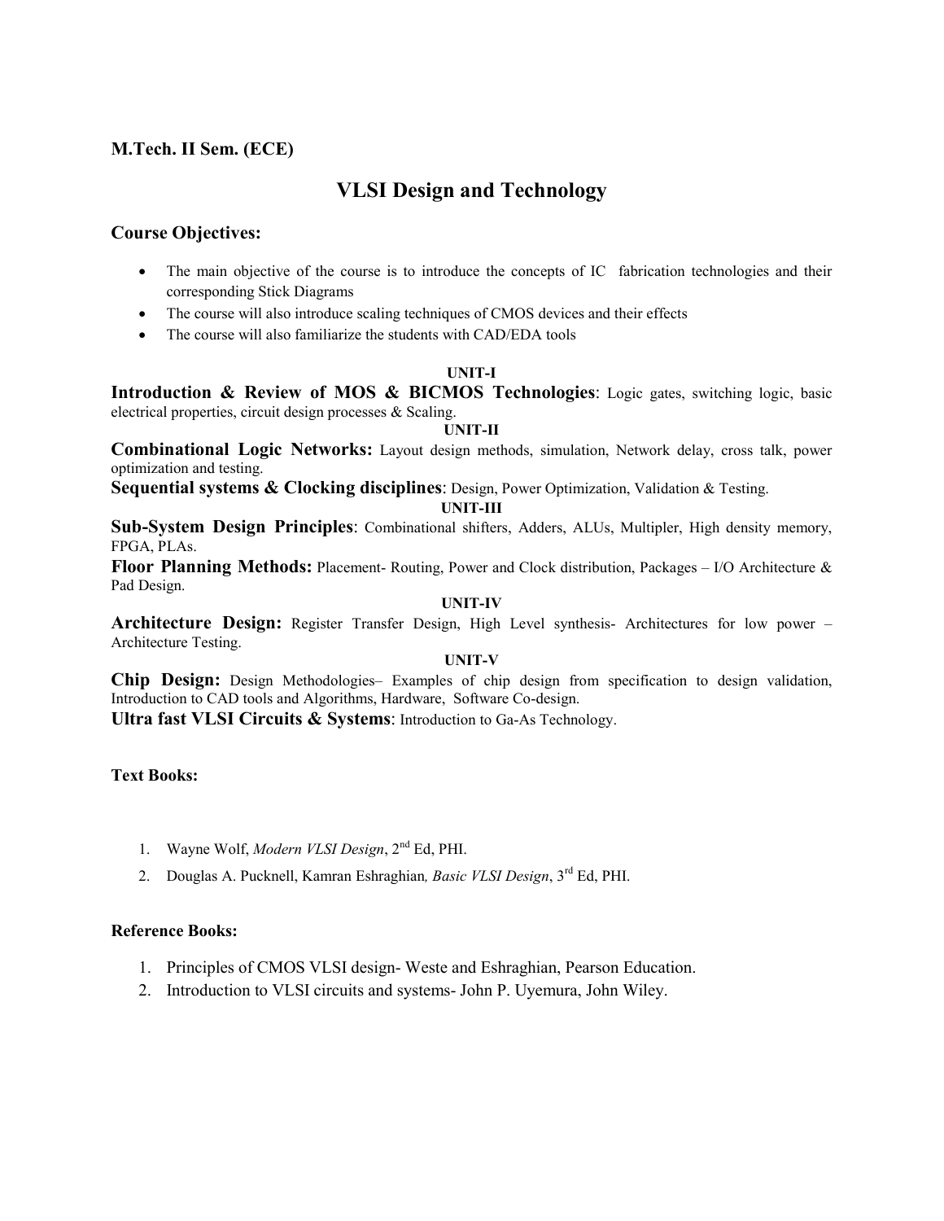**M.Tech. II Sem. (ECE)**

# VLSI Design and Technology

## Course Objectives:

- The main objective of the course is to introduce the concepts of IC fabrication technologies and their corresponding Stick Diagrams
- The course will also introduce scaling techniques of CMOS devices and their effects
- The course will also familiarize the students with CAD/EDA tools

### UNIT-I

**Introduction & Review of MOS & BICMOS Technologies**: Logic gates, switching logic, basic electrical properties, circuit design processes & Scaling.

### UNIT-II

**Combinational Logic Networks:** Layout design methods, simulation, Network delay, cross talk, power optimization and testing.

**Sequential systems & Clocking disciplines**: Design, Power Optimization, Validation & Testing.

### UNIT-III

**Sub-System Design Principles**: Combinational shifters, Adders, ALUs, Multipler, High density memory, FPGA, PLAs.

**Floor Planning Methods:** Placement- Routing, Power and Clock distribution, Packages – I/O Architecture & Pad Design.

### UNIT-IV

**Architecture Design:** Register Transfer Design, High Level synthesis- Architectures for low power – Architecture Testing.

### UNIT-V

**Chip Design:** Design Methodologies– Examples of chip design from specification to design validation, Introduction to CAD tools and Algorithms, Hardware, Software Co-design.

**Ultra fast VLSI Circuits & Systems**: Introduction to Ga-As Technology.

**Text Books:**

1. Wayne Wolf, *Modern VLSI Design*, 2nd Ed, PHI.
2. Douglas A. Pucknell, Kamran Eshraghian*, Basic VLSI Design*, 3rd Ed, PHI.

**Reference Books:**

1. Principles of CMOS VLSI design- Weste and Eshraghian, Pearson Education.
2. Introduction to VLSI circuits and systems- John P. Uyemura, John Wiley.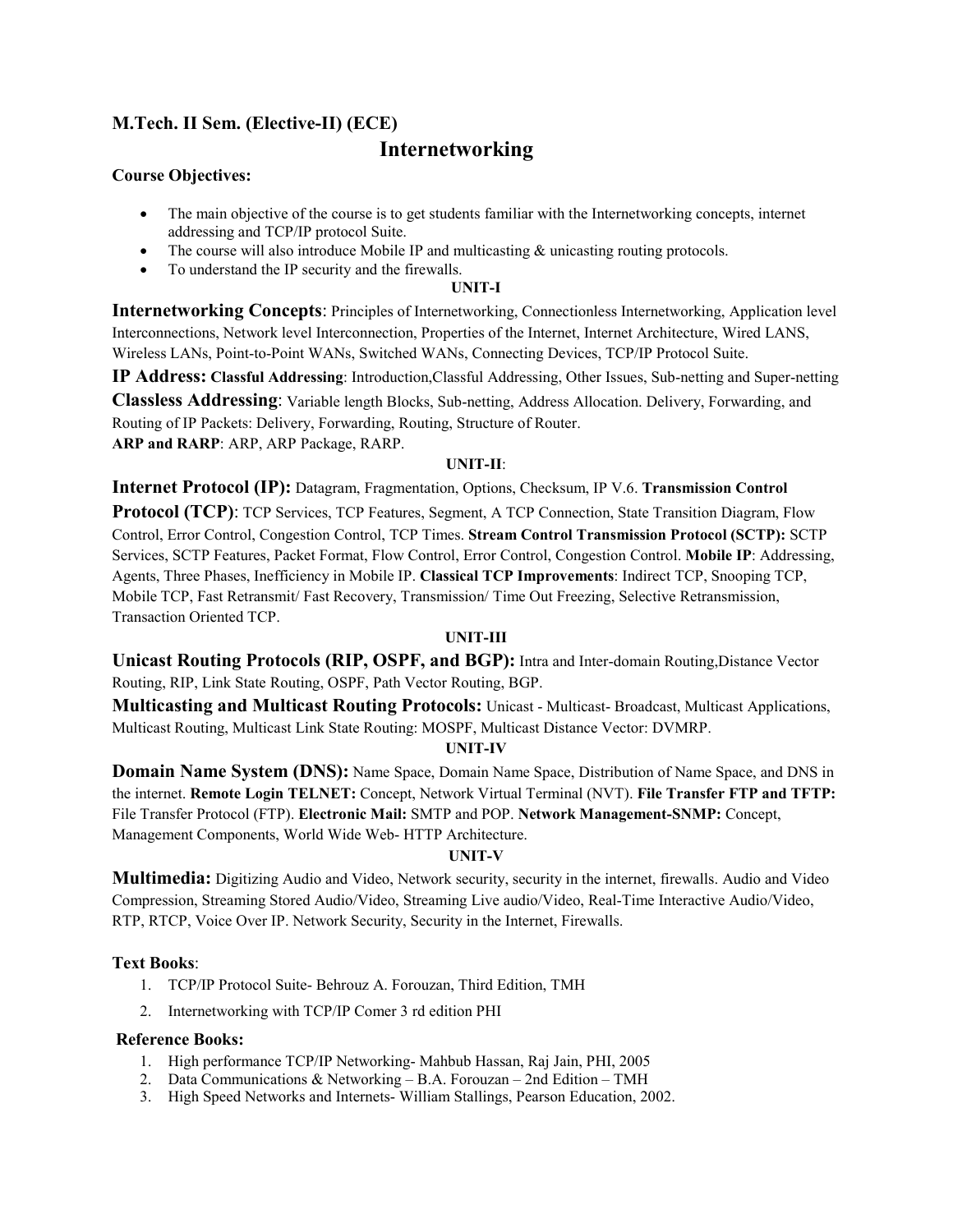**M.Tech. II Sem. (Elective-II) (ECE)**

# Internetworking

**Course Objectives:**

- The main objective of the course is to get students familiar with the Internetworking concepts, internet addressing and TCP/IP protocol Suite.
- The course will also introduce Mobile IP and multicasting & unicasting routing protocols.
- To understand the IP security and the firewalls.

**UNIT-I**

**Internetworking Concepts**: Principles of Internetworking, Connectionless Internetworking, Application level Interconnections, Network level Interconnection, Properties of the Internet, Internet Architecture, Wired LANS, Wireless LANs, Point-to-Point WANs, Switched WANs, Connecting Devices, TCP/IP Protocol Suite.

**IP Address: Classful Addressing**: Introduction,Classful Addressing, Other Issues, Sub-netting and Super-netting

**Classless Addressing**: Variable length Blocks, Sub-netting, Address Allocation. Delivery, Forwarding, and Routing of IP Packets: Delivery, Forwarding, Routing, Structure of Router.

**ARP and RARP**: ARP, ARP Package, RARP.

**UNIT-II**:

**Internet Protocol (IP):** Datagram, Fragmentation, Options, Checksum, IP V.6. **Transmission Control Protocol (TCP)**: TCP Services, TCP Features, Segment, A TCP Connection, State Transition Diagram, Flow Control, Error Control, Congestion Control, TCP Times. **Stream Control Transmission Protocol (SCTP):** SCTP Services, SCTP Features, Packet Format, Flow Control, Error Control, Congestion Control. **Mobile IP**: Addressing, Agents, Three Phases, Inefficiency in Mobile IP. **Classical TCP Improvements**: Indirect TCP, Snooping TCP, Mobile TCP, Fast Retransmit/ Fast Recovery, Transmission/ Time Out Freezing, Selective Retransmission, Transaction Oriented TCP.

**UNIT-III**

**Unicast Routing Protocols (RIP, OSPF, and BGP):** Intra and Inter-domain Routing,Distance Vector Routing, RIP, Link State Routing, OSPF, Path Vector Routing, BGP.

**Multicasting and Multicast Routing Protocols:** Unicast - Multicast- Broadcast, Multicast Applications, Multicast Routing, Multicast Link State Routing: MOSPF, Multicast Distance Vector: DVMRP.

**UNIT-IV**

**Domain Name System (DNS):** Name Space, Domain Name Space, Distribution of Name Space, and DNS in the internet. **Remote Login TELNET:** Concept, Network Virtual Terminal (NVT). **File Transfer FTP and TFTP:** File Transfer Protocol (FTP). **Electronic Mail:** SMTP and POP. **Network Management-SNMP:** Concept, Management Components, World Wide Web- HTTP Architecture.

**UNIT-V**

**Multimedia:** Digitizing Audio and Video, Network security, security in the internet, firewalls. Audio and Video Compression, Streaming Stored Audio/Video, Streaming Live audio/Video, Real-Time Interactive Audio/Video, RTP, RTCP, Voice Over IP. Network Security, Security in the Internet, Firewalls.

**Text Books**:

1. TCP/IP Protocol Suite- Behrouz A. Forouzan, Third Edition, TMH
2. Internetworking with TCP/IP Comer 3 rd edition PHI

**Reference Books:**

1. High performance TCP/IP Networking- Mahbub Hassan, Raj Jain, PHI, 2005
2. Data Communications & Networking – B.A. Forouzan – 2nd Edition – TMH
3. High Speed Networks and Internets- William Stallings, Pearson Education, 2002.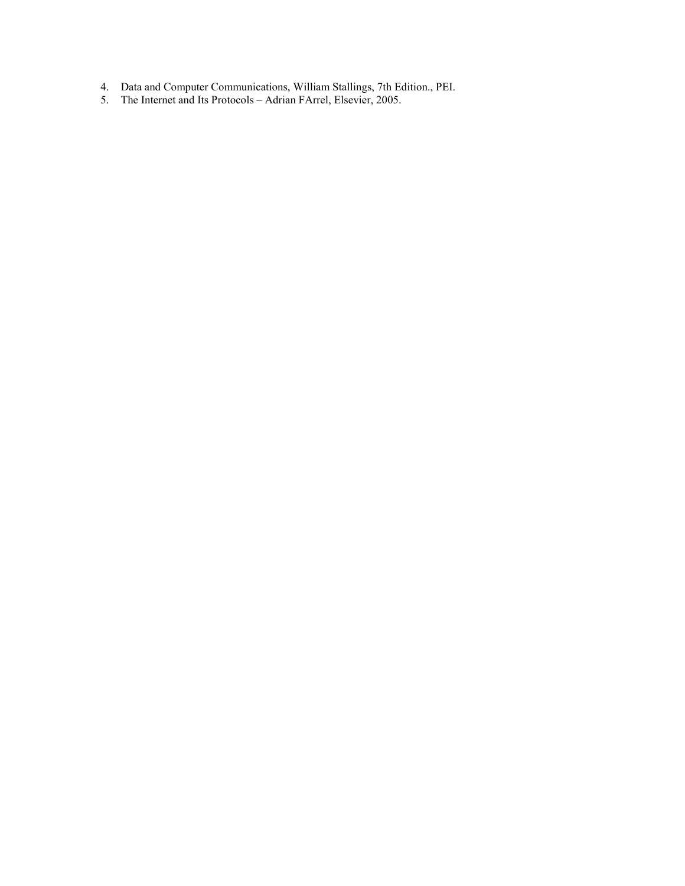4. Data and Computer Communications, William Stallings, 7th Edition., PEI.
5. The Internet and Its Protocols – Adrian FArrel, Elsevier, 2005.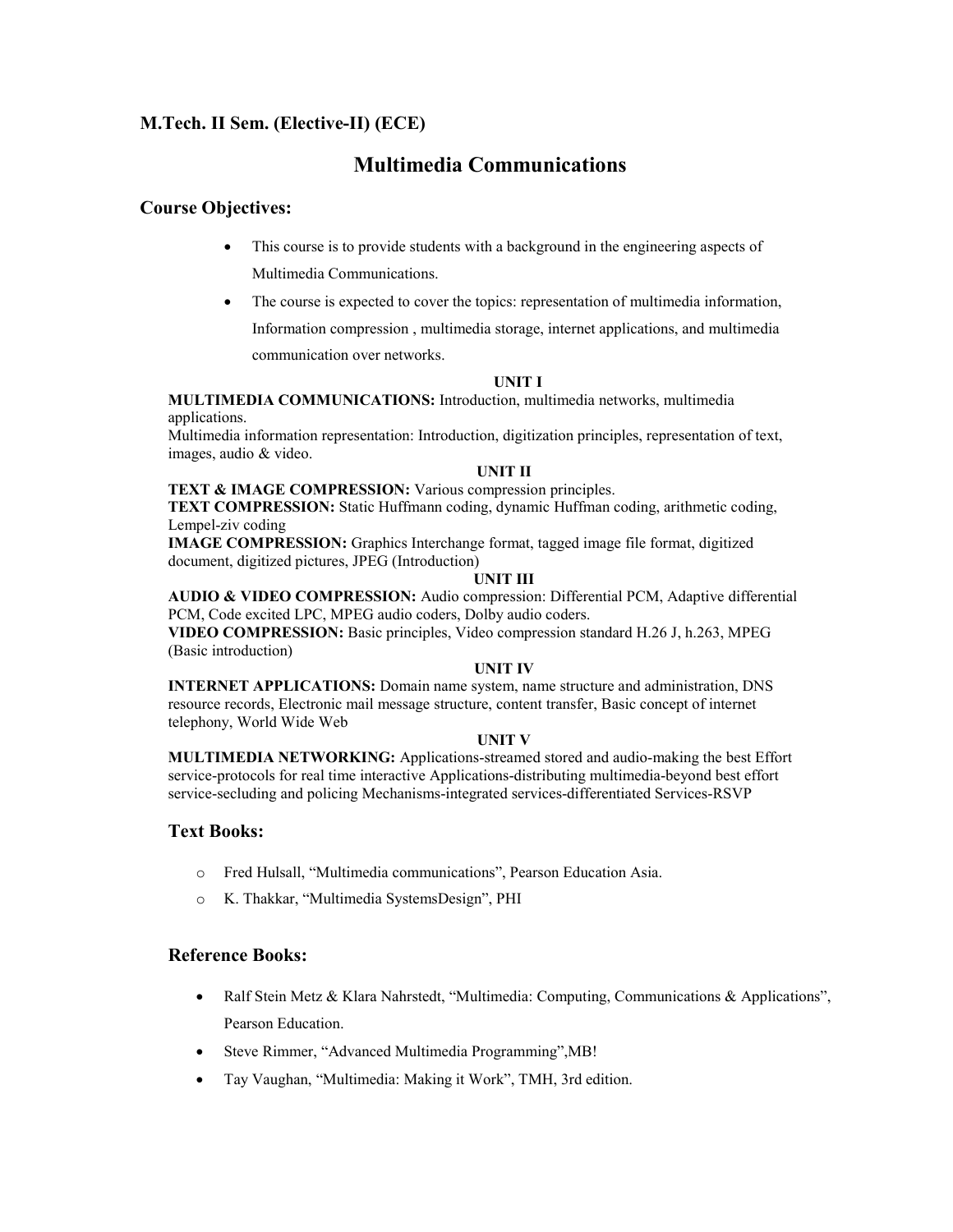**M.Tech. II Sem. (Elective-II) (ECE)**

# Multimedia Communications

## Course Objectives:

- This course is to provide students with a background in the engineering aspects of Multimedia Communications.
- The course is expected to cover the topics: representation of multimedia information, Information compression , multimedia storage, internet applications, and multimedia communication over networks.

**UNIT I**

**MULTIMEDIA COMMUNICATIONS:** Introduction, multimedia networks, multimedia applications.
Multimedia information representation: Introduction, digitization principles, representation of text, images, audio & video.

**UNIT II**

**TEXT & IMAGE COMPRESSION:** Various compression principles.
**TEXT COMPRESSION:** Static Huffmann coding, dynamic Huffman coding, arithmetic coding, Lempel-ziv coding
**IMAGE COMPRESSION:** Graphics Interchange format, tagged image file format, digitized document, digitized pictures, JPEG (Introduction)

**UNIT III**

**AUDIO & VIDEO COMPRESSION:** Audio compression: Differential PCM, Adaptive differential PCM, Code excited LPC, MPEG audio coders, Dolby audio coders.
**VIDEO COMPRESSION:** Basic principles, Video compression standard H.26 J, h.263, MPEG (Basic introduction)

**UNIT IV**

**INTERNET APPLICATIONS:** Domain name system, name structure and administration, DNS resource records, Electronic mail message structure, content transfer, Basic concept of internet telephony, World Wide Web

**UNIT V**

**MULTIMEDIA NETWORKING:** Applications-streamed stored and audio-making the best Effort service-protocols for real time interactive Applications-distributing multimedia-beyond best effort service-secluding and policing Mechanisms-integrated services-differentiated Services-RSVP

## Text Books:

- Fred Hulsall, "Multimedia communications", Pearson Education Asia.
- K. Thakkar, "Multimedia SystemsDesign", PHI

## Reference Books:

- Ralf Stein Metz & Klara Nahrstedt, "Multimedia: Computing, Communications & Applications", Pearson Education.
- Steve Rimmer, "Advanced Multimedia Programming",MB!
- Tay Vaughan, "Multimedia: Making it Work", TMH, 3rd edition.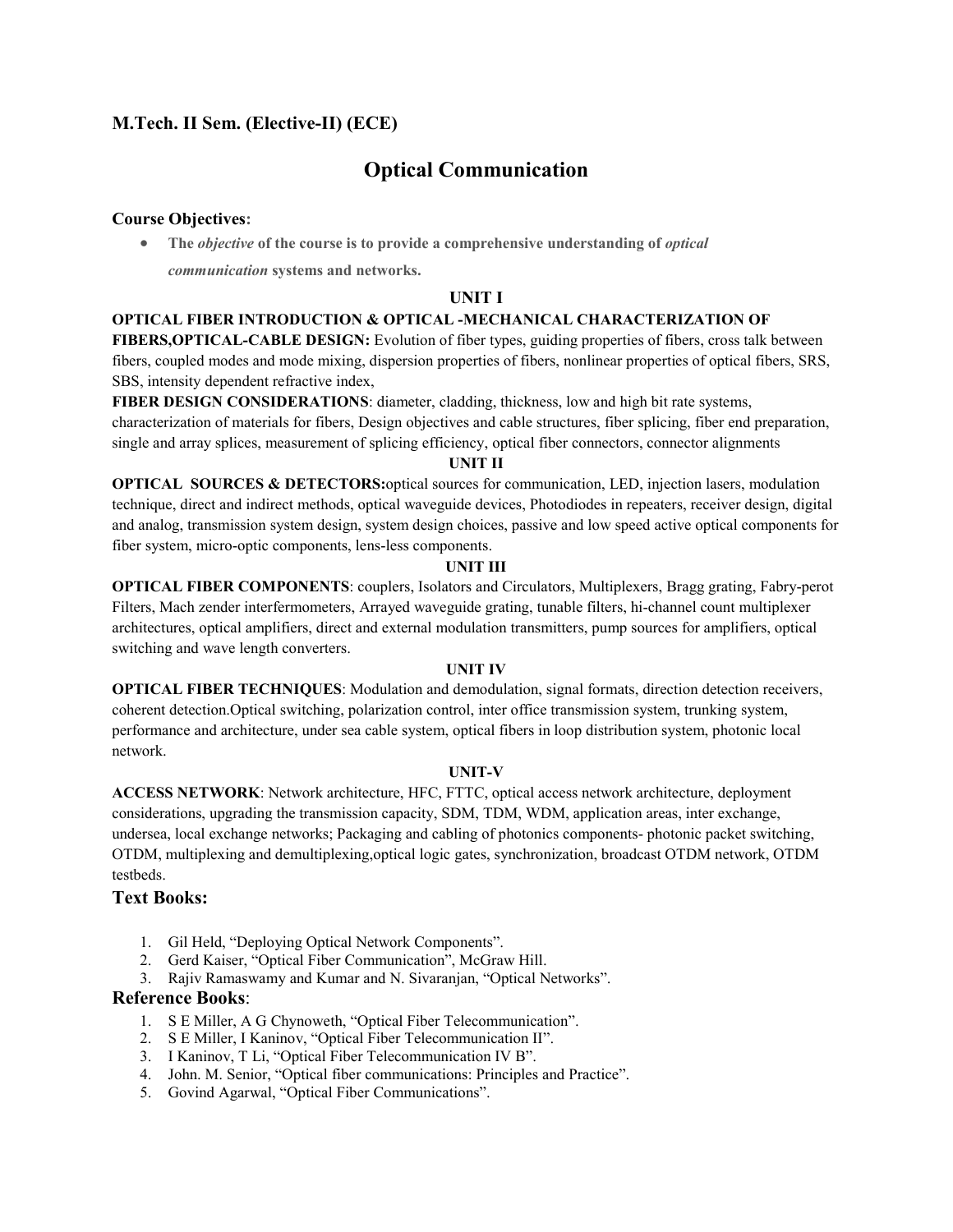**M.Tech. II Sem. (Elective-II) (ECE)**

# Optical Communication

**Course Objectives:**

- **The *objective* of the course is to provide a comprehensive understanding of *optical communication* systems and networks.**

## UNIT I

**OPTICAL FIBER INTRODUCTION & OPTICAL -MECHANICAL CHARACTERIZATION OF FIBERS,OPTICAL-CABLE DESIGN:** Evolution of fiber types, guiding properties of fibers, cross talk between fibers, coupled modes and mode mixing, dispersion properties of fibers, nonlinear properties of optical fibers, SRS, SBS, intensity dependent refractive index,

**FIBER DESIGN CONSIDERATIONS**: diameter, cladding, thickness, low and high bit rate systems, characterization of materials for fibers, Design objectives and cable structures, fiber splicing, fiber end preparation, single and array splices, measurement of splicing efficiency, optical fiber connectors, connector alignments

## UNIT II

**OPTICAL SOURCES & DETECTORS:**optical sources for communication, LED, injection lasers, modulation technique, direct and indirect methods, optical waveguide devices, Photodiodes in repeaters, receiver design, digital and analog, transmission system design, system design choices, passive and low speed active optical components for fiber system, micro-optic components, lens-less components.

## UNIT III

**OPTICAL FIBER COMPONENTS**: couplers, Isolators and Circulators, Multiplexers, Bragg grating, Fabry-perot Filters, Mach zender interfermometers, Arrayed waveguide grating, tunable filters, hi-channel count multiplexer architectures, optical amplifiers, direct and external modulation transmitters, pump sources for amplifiers, optical switching and wave length converters.

## UNIT IV

**OPTICAL FIBER TECHNIQUES**: Modulation and demodulation, signal formats, direction detection receivers, coherent detection.Optical switching, polarization control, inter office transmission system, trunking system, performance and architecture, under sea cable system, optical fibers in loop distribution system, photonic local network.

## UNIT-V

**ACCESS NETWORK**: Network architecture, HFC, FTTC, optical access network architecture, deployment considerations, upgrading the transmission capacity, SDM, TDM, WDM, application areas, inter exchange, undersea, local exchange networks; Packaging and cabling of photonics components- photonic packet switching, OTDM, multiplexing and demultiplexing,optical logic gates, synchronization, broadcast OTDM network, OTDM testbeds.

## Text Books:

1. Gil Held, "Deploying Optical Network Components".
2. Gerd Kaiser, "Optical Fiber Communication", McGraw Hill.
3. Rajiv Ramaswamy and Kumar and N. Sivaranjan, "Optical Networks".

## Reference Books:

1. S E Miller, A G Chynoweth, "Optical Fiber Telecommunication".
2. S E Miller, I Kaninov, "Optical Fiber Telecommunication II".
3. I Kaninov, T Li, "Optical Fiber Telecommunication IV B".
4. John. M. Senior, "Optical fiber communications: Principles and Practice".
5. Govind Agarwal, "Optical Fiber Communications".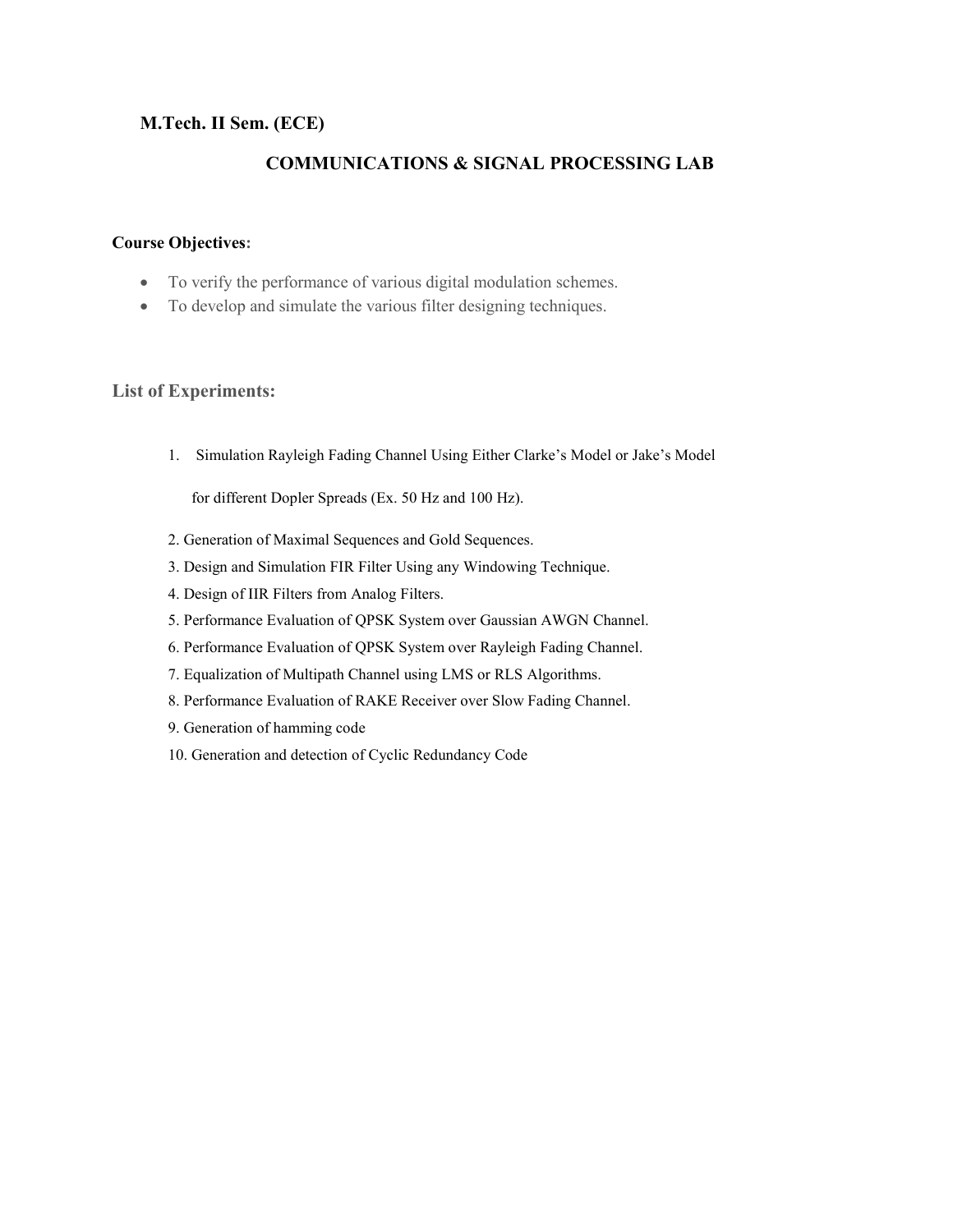**M.Tech. II Sem. (ECE)**

## COMMUNICATIONS & SIGNAL PROCESSING LAB

**Course Objectives:**

- To verify the performance of various digital modulation schemes.
- To develop and simulate the various filter designing techniques.

### List of Experiments:

1. Simulation Rayleigh Fading Channel Using Either Clarke's Model or Jake's Model for different Dopler Spreads (Ex. 50 Hz and 100 Hz).
2. Generation of Maximal Sequences and Gold Sequences.
3. Design and Simulation FIR Filter Using any Windowing Technique.
4. Design of IIR Filters from Analog Filters.
5. Performance Evaluation of QPSK System over Gaussian AWGN Channel.
6. Performance Evaluation of QPSK System over Rayleigh Fading Channel.
7. Equalization of Multipath Channel using LMS or RLS Algorithms.
8. Performance Evaluation of RAKE Receiver over Slow Fading Channel.
9. Generation of hamming code
10. Generation and detection of Cyclic Redundancy Code